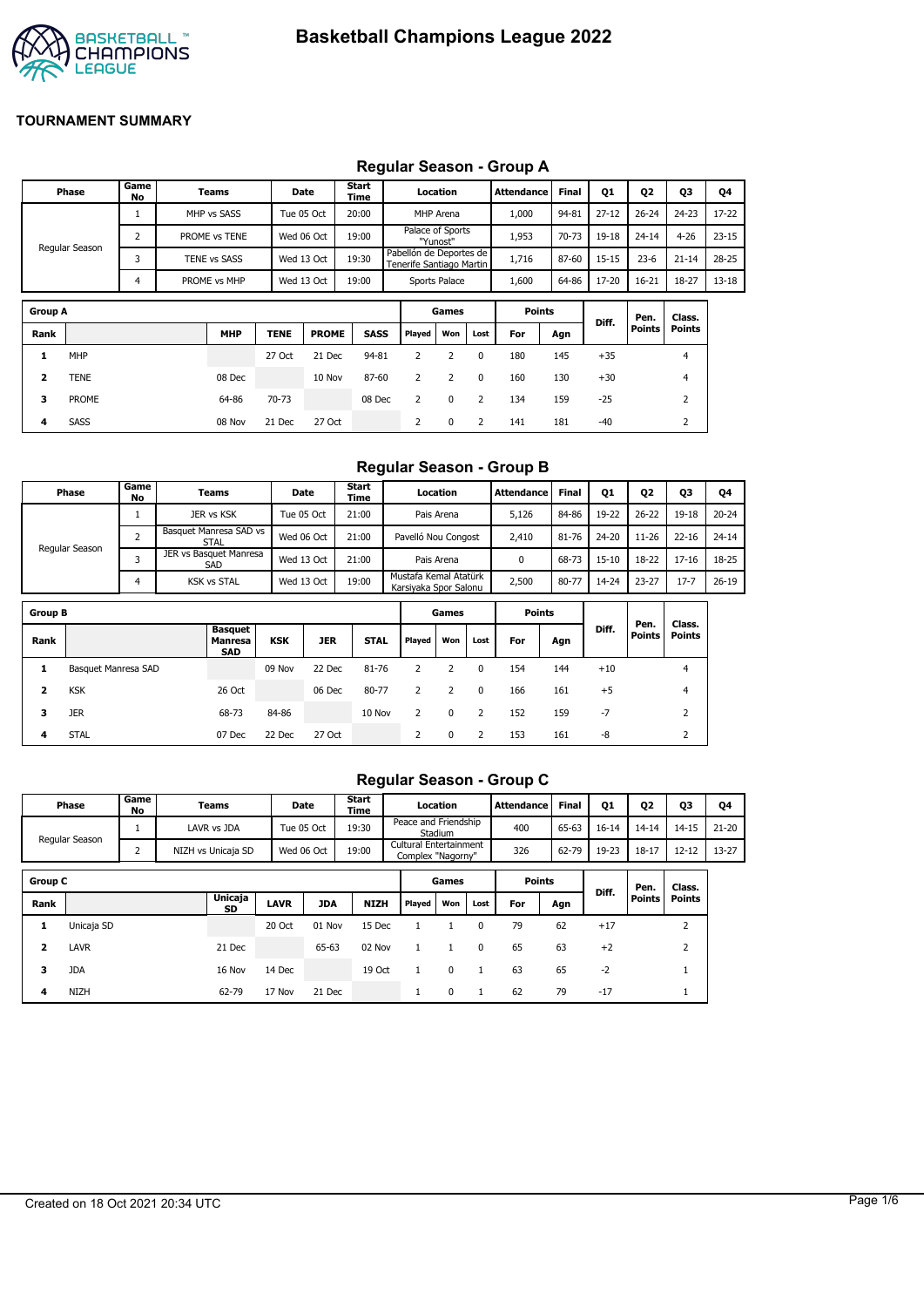# Basketball Champions League 2022

**TOURNAMENT SUMMARY**

## Regular Season - Group A

| Phase | Game No | Teams | Date | Start Time | Location | Attendance | Final | Q1 | Q2 | Q3 | Q4 |
|---|---|---|---|---|---|---|---|---|---|---|---|
| Regular Season | 1 | MHP vs SASS | Tue 05 Oct | 20:00 | MHP Arena | 1,000 | 94-81 | 27-12 | 26-24 | 24-23 | 17-22 |
| | 2 | PROME vs TENE | Wed 06 Oct | 19:00 | Palace of Sports "Yunost" | 1,953 | 70-73 | 19-18 | 24-14 | 4-26 | 23-15 |
| | 3 | TENE vs SASS | Wed 13 Oct | 19:30 | Pabellón de Deportes de Tenerife Santiago Martin | 1,716 | 87-60 | 15-15 | 23-6 | 21-14 | 28-25 |
| | 4 | PROME vs MHP | Wed 13 Oct | 19:00 | Sports Palace | 1,600 | 64-86 | 17-20 | 16-21 | 18-27 | 13-18 |

| Group A | | | | | | Games | | | Points | | Diff. | Pen. Points | Class. Points |
|---|---|---|---|---|---|---|---|---|---|---|---|---|---|
| Rank | | MHP | TENE | PROME | SASS | Played | Won | Lost | For | Agn | | | |
| 1 | MHP | | 27 Oct | 21 Dec | 94-81 | 2 | 2 | 0 | 180 | 145 | +35 | | 4 |
| 2 | TENE | 08 Dec | | 10 Nov | 87-60 | 2 | 2 | 0 | 160 | 130 | +30 | | 4 |
| 3 | PROME | 64-86 | 70-73 | | 08 Dec | 2 | 0 | 2 | 134 | 159 | -25 | | 2 |
| 4 | SASS | 08 Nov | 21 Dec | 27 Oct | | 2 | 0 | 2 | 141 | 181 | -40 | | 2 |

## Regular Season - Group B

| Phase | Game No | Teams | Date | Start Time | Location | Attendance | Final | Q1 | Q2 | Q3 | Q4 |
|---|---|---|---|---|---|---|---|---|---|---|---|
| Regular Season | 1 | JER vs KSK | Tue 05 Oct | 21:00 | Pais Arena | 5,126 | 84-86 | 19-22 | 26-22 | 19-18 | 20-24 |
| | 2 | Basquet Manresa SAD vs STAL | Wed 06 Oct | 21:00 | Pavelló Nou Congost | 2,410 | 81-76 | 24-20 | 11-26 | 22-16 | 24-14 |
| | 3 | JER vs Basquet Manresa SAD | Wed 13 Oct | 21:00 | Pais Arena | 0 | 68-73 | 15-10 | 18-22 | 17-16 | 18-25 |
| | 4 | KSK vs STAL | Wed 13 Oct | 19:00 | Mustafa Kemal Atatürk Karsiyaka Spor Salonu | 2,500 | 80-77 | 14-24 | 23-27 | 17-7 | 26-19 |

| Group B | | | | | | Games | | | Points | | Diff. | Pen. Points | Class. Points |
|---|---|---|---|---|---|---|---|---|---|---|---|---|---|
| Rank | | Basquet Manresa SAD | KSK | JER | STAL | Played | Won | Lost | For | Agn | | | |
| 1 | Basquet Manresa SAD | | 09 Nov | 22 Dec | 81-76 | 2 | 2 | 0 | 154 | 144 | +10 | | 4 |
| 2 | KSK | 26 Oct | | 06 Dec | 80-77 | 2 | 2 | 0 | 166 | 161 | +5 | | 4 |
| 3 | JER | 68-73 | 84-86 | | 10 Nov | 2 | 0 | 2 | 152 | 159 | -7 | | 2 |
| 4 | STAL | 07 Dec | 22 Dec | 27 Oct | | 2 | 0 | 2 | 153 | 161 | -8 | | 2 |

## Regular Season - Group C

| Phase | Game No | Teams | Date | Start Time | Location | Attendance | Final | Q1 | Q2 | Q3 | Q4 |
|---|---|---|---|---|---|---|---|---|---|---|---|
| Regular Season | 1 | LAVR vs JDA | Tue 05 Oct | 19:30 | Peace and Friendship Stadium | 400 | 65-63 | 16-14 | 14-14 | 14-15 | 21-20 |
| | 2 | NIZH vs Unicaja SD | Wed 06 Oct | 19:00 | Cultural Entertainment Complex "Nagorny" | 326 | 62-79 | 19-23 | 18-17 | 12-12 | 13-27 |

| Group C | | | | | | Games | | | Points | | Diff. | Pen. Points | Class. Points |
|---|---|---|---|---|---|---|---|---|---|---|---|---|---|
| Rank | | Unicaja SD | LAVR | JDA | NIZH | Played | Won | Lost | For | Agn | | | |
| 1 | Unicaja SD | | 20 Oct | 01 Nov | 15 Dec | 1 | 1 | 0 | 79 | 62 | +17 | | 2 |
| 2 | LAVR | 21 Dec | | 65-63 | 02 Nov | 1 | 1 | 0 | 65 | 63 | +2 | | 2 |
| 3 | JDA | 16 Nov | 14 Dec | | 19 Oct | 1 | 0 | 1 | 63 | 65 | -2 | | 1 |
| 4 | NIZH | 62-79 | 17 Nov | 21 Dec | | 1 | 0 | 1 | 62 | 79 | -17 | | 1 |

Created on 18 Oct 2021 20:34 UTC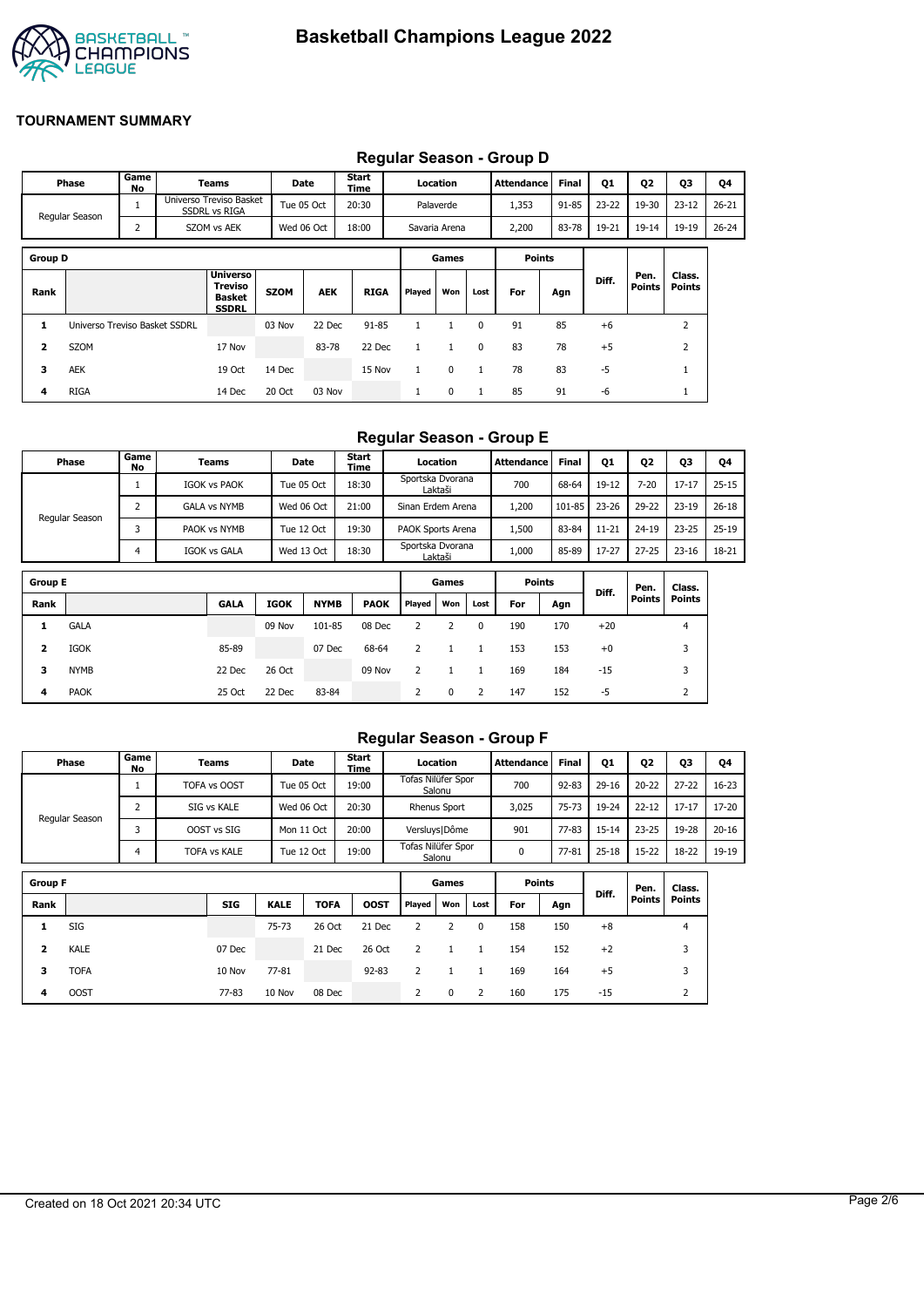# Basketball Champions League 2022

## TOURNAMENT SUMMARY

### Regular Season - Group D

| Phase | Game No | Teams | Date | Start Time | Location | Attendance | Final | Q1 | Q2 | Q3 | Q4 |
|---|---|---|---|---|---|---|---|---|---|---|---|
| Regular Season | 1 | Universo Treviso Basket SSDRL vs RIGA | Tue 05 Oct | 20:30 | Palaverde | 1,353 | 91-85 | 23-22 | 19-30 | 23-12 | 26-21 |
| | 2 | SZOM vs AEK | Wed 06 Oct | 18:00 | Savaria Arena | 2,200 | 83-78 | 19-21 | 19-14 | 19-19 | 26-24 |

| Group D | | | | | | Games | | | Points | | | | |
|---|---|---|---|---|---|---|---|---|---|---|---|---|---|
| Rank | | Universo Treviso Basket SSDRL | SZOM | AEK | RIGA | Played | Won | Lost | For | Agn | Diff. | Pen. Points | Class. Points |
| 1 | Universo Treviso Basket SSDRL | | 03 Nov | 22 Dec | 91-85 | 1 | 1 | 0 | 91 | 85 | +6 | | 2 |
| 2 | SZOM | 17 Nov | | 83-78 | 22 Dec | 1 | 1 | 0 | 83 | 78 | +5 | | 2 |
| 3 | AEK | 19 Oct | 14 Dec | | 15 Nov | 1 | 0 | 1 | 78 | 83 | -5 | | 1 |
| 4 | RIGA | 14 Dec | 20 Oct | 03 Nov | | 1 | 0 | 1 | 85 | 91 | -6 | | 1 |

### Regular Season - Group E

| Phase | Game No | Teams | Date | Start Time | Location | Attendance | Final | Q1 | Q2 | Q3 | Q4 |
|---|---|---|---|---|---|---|---|---|---|---|---|
| Regular Season | 1 | IGOK vs PAOK | Tue 05 Oct | 18:30 | Sportska Dvorana Laktaši | 700 | 68-64 | 19-12 | 7-20 | 17-17 | 25-15 |
| | 2 | GALA vs NYMB | Wed 06 Oct | 21:00 | Sinan Erdem Arena | 1,200 | 101-85 | 23-26 | 29-22 | 23-19 | 26-18 |
| | 3 | PAOK vs NYMB | Tue 12 Oct | 19:30 | PAOK Sports Arena | 1,500 | 83-84 | 11-21 | 24-19 | 23-25 | 25-19 |
| | 4 | IGOK vs GALA | Wed 13 Oct | 18:30 | Sportska Dvorana Laktaši | 1,000 | 85-89 | 17-27 | 27-25 | 23-16 | 18-21 |

| Group E | | | | | | Games | | | Points | | | | |
|---|---|---|---|---|---|---|---|---|---|---|---|---|---|
| Rank | | GALA | IGOK | NYMB | PAOK | Played | Won | Lost | For | Agn | Diff. | Pen. Points | Class. Points |
| 1 | GALA | | 09 Nov | 101-85 | 08 Dec | 2 | 2 | 0 | 190 | 170 | +20 | | 4 |
| 2 | IGOK | 85-89 | | 07 Dec | 68-64 | 2 | 1 | 1 | 153 | 153 | +0 | | 3 |
| 3 | NYMB | 22 Dec | 26 Oct | | 09 Nov | 2 | 1 | 1 | 169 | 184 | -15 | | 3 |
| 4 | PAOK | 25 Oct | 22 Dec | 83-84 | | 2 | 0 | 2 | 147 | 152 | -5 | | 2 |

### Regular Season - Group F

| Phase | Game No | Teams | Date | Start Time | Location | Attendance | Final | Q1 | Q2 | Q3 | Q4 |
|---|---|---|---|---|---|---|---|---|---|---|---|
| Regular Season | 1 | TOFA vs OOST | Tue 05 Oct | 19:00 | Tofas Nilüfer Spor Salonu | 700 | 92-83 | 29-16 | 20-22 | 27-22 | 16-23 |
| | 2 | SIG vs KALE | Wed 06 Oct | 20:30 | Rhenus Sport | 3,025 | 75-73 | 19-24 | 22-12 | 17-17 | 17-20 |
| | 3 | OOST vs SIG | Mon 11 Oct | 20:00 | Versluys\|Dôme | 901 | 77-83 | 15-14 | 23-25 | 19-28 | 20-16 |
| | 4 | TOFA vs KALE | Tue 12 Oct | 19:00 | Tofas Nilüfer Spor Salonu | 0 | 77-81 | 25-18 | 15-22 | 18-22 | 19-19 |

| Group F | | | | | | Games | | | Points | | | | |
|---|---|---|---|---|---|---|---|---|---|---|---|---|---|
| Rank | | SIG | KALE | TOFA | OOST | Played | Won | Lost | For | Agn | Diff. | Pen. Points | Class. Points |
| 1 | SIG | | 75-73 | 26 Oct | 21 Dec | 2 | 2 | 0 | 158 | 150 | +8 | | 4 |
| 2 | KALE | 07 Dec | | 21 Dec | 26 Oct | 2 | 1 | 1 | 154 | 152 | +2 | | 3 |
| 3 | TOFA | 10 Nov | 77-81 | | 92-83 | 2 | 1 | 1 | 169 | 164 | +5 | | 3 |
| 4 | OOST | 77-83 | 10 Nov | 08 Dec | | 2 | 0 | 2 | 160 | 175 | -15 | | 2 |

Created on 18 Oct 2021 20:34 UTC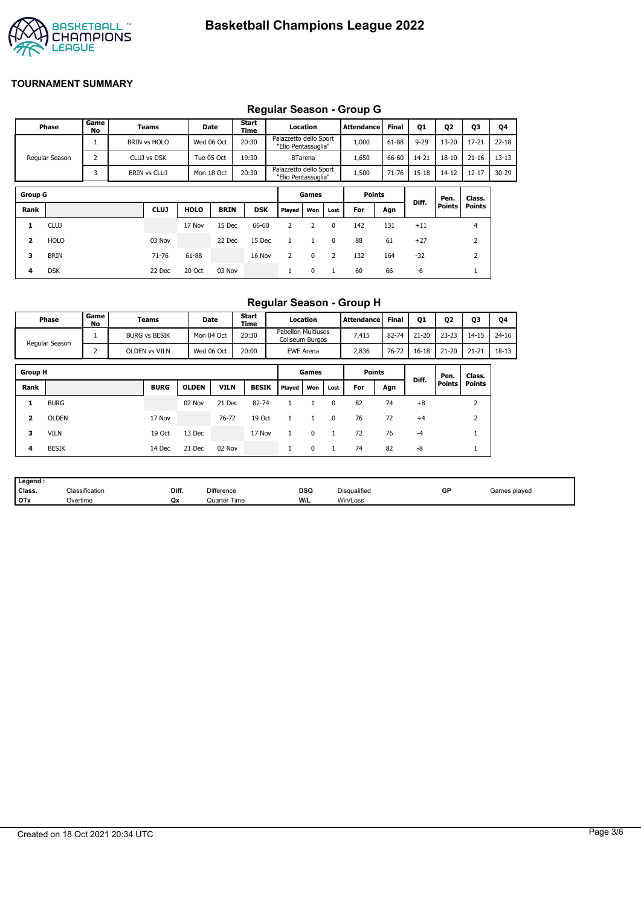# Basketball Champions League 2022

## TOURNAMENT SUMMARY

### Regular Season - Group G

| Phase | Game No | Teams | Date | Start Time | Location | Attendance | Final | Q1 | Q2 | Q3 | Q4 |
|---|---|---|---|---|---|---|---|---|---|---|---|
| Regular Season | 1 | BRIN vs HOLO | Wed 06 Oct | 20:30 | Palazzetto dello Sport "Elio Pentassuglia" | 1,000 | 61-88 | 9-29 | 13-20 | 17-21 | 22-18 |
| | 2 | CLUJ vs DSK | Tue 05 Oct | 19:30 | BTarena | 1,650 | 66-60 | 14-21 | 18-10 | 21-16 | 13-13 |
| | 3 | BRIN vs CLUJ | Mon 18 Oct | 20:30 | Palazzetto dello Sport "Elio Pentassuglia" | 1,500 | 71-76 | 15-18 | 14-12 | 12-17 | 30-29 |

| Group G | | | | | | Games | | | Points | | Diff. | Pen. Points | Class. Points |
|---|---|---|---|---|---|---|---|---|---|---|---|---|---|
| Rank | | CLUJ | HOLO | BRIN | DSK | Played | Won | Lost | For | Agn | | | |
| 1 | CLUJ | | 17 Nov | 15 Dec | 66-60 | 2 | 2 | 0 | 142 | 131 | +11 | | 4 |
| 2 | HOLO | 03 Nov | | 22 Dec | 15 Dec | 1 | 1 | 0 | 88 | 61 | +27 | | 2 |
| 3 | BRIN | 71-76 | 61-88 | | 16 Nov | 2 | 0 | 2 | 132 | 164 | -32 | | 2 |
| 4 | DSK | 22 Dec | 20 Oct | 03 Nov | | 1 | 0 | 1 | 60 | 66 | -6 | | 1 |

### Regular Season - Group H

| Phase | Game No | Teams | Date | Start Time | Location | Attendance | Final | Q1 | Q2 | Q3 | Q4 |
|---|---|---|---|---|---|---|---|---|---|---|---|
| Regular Season | 1 | BURG vs BESIK | Mon 04 Oct | 20:30 | Pabellon Multiusos Coliseum Burgos | 7,415 | 82-74 | 21-20 | 23-23 | 14-15 | 24-16 |
| | 2 | OLDEN vs VILN | Wed 06 Oct | 20:00 | EWE Arena | 2,836 | 76-72 | 16-18 | 21-20 | 21-21 | 18-13 |

| Group H | | | | | | Games | | | Points | | Diff. | Pen. Points | Class. Points |
|---|---|---|---|---|---|---|---|---|---|---|---|---|---|
| Rank | | BURG | OLDEN | VILN | BESIK | Played | Won | Lost | For | Agn | | | |
| 1 | BURG | | 02 Nov | 21 Dec | 82-74 | 1 | 1 | 0 | 82 | 74 | +8 | | 2 |
| 2 | OLDEN | 17 Nov | | 76-72 | 19 Oct | 1 | 1 | 0 | 76 | 72 | +4 | | 2 |
| 3 | VILN | 19 Oct | 13 Dec | | 17 Nov | 1 | 0 | 1 | 72 | 76 | -4 | | 1 |
| 4 | BESIK | 14 Dec | 21 Dec | 02 Nov | | 1 | 0 | 1 | 74 | 82 | -8 | | 1 |

| Legend : | | | | | | | |
|---|---|---|---|---|---|---|---|
| Class. | Classification | Diff. | Difference | DSQ | Disqualified | GP | Games played |
| OTx | Overtime | Qx | Quarter Time | W/L | Win/Loss | | |

Created on 18 Oct 2021 20:34 UTC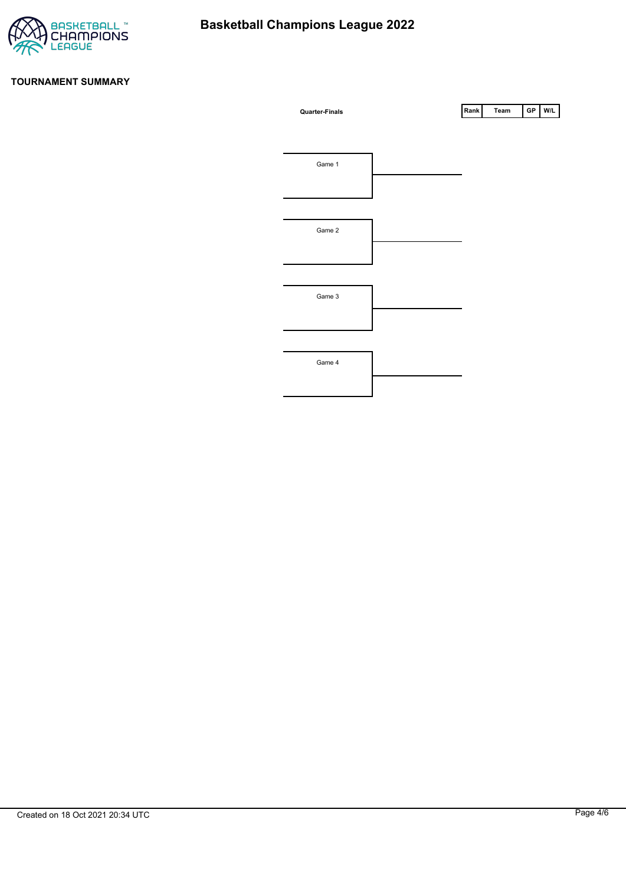# Basketball Champions League 2022

## TOURNAMENT SUMMARY

**Quarter-Finals**

| Rank | Team | GP | W/L |
| --- | --- | --- | --- |

Game 1

Game 2

Game 3

Game 4

Created on 18 Oct 2021 20:34 UTC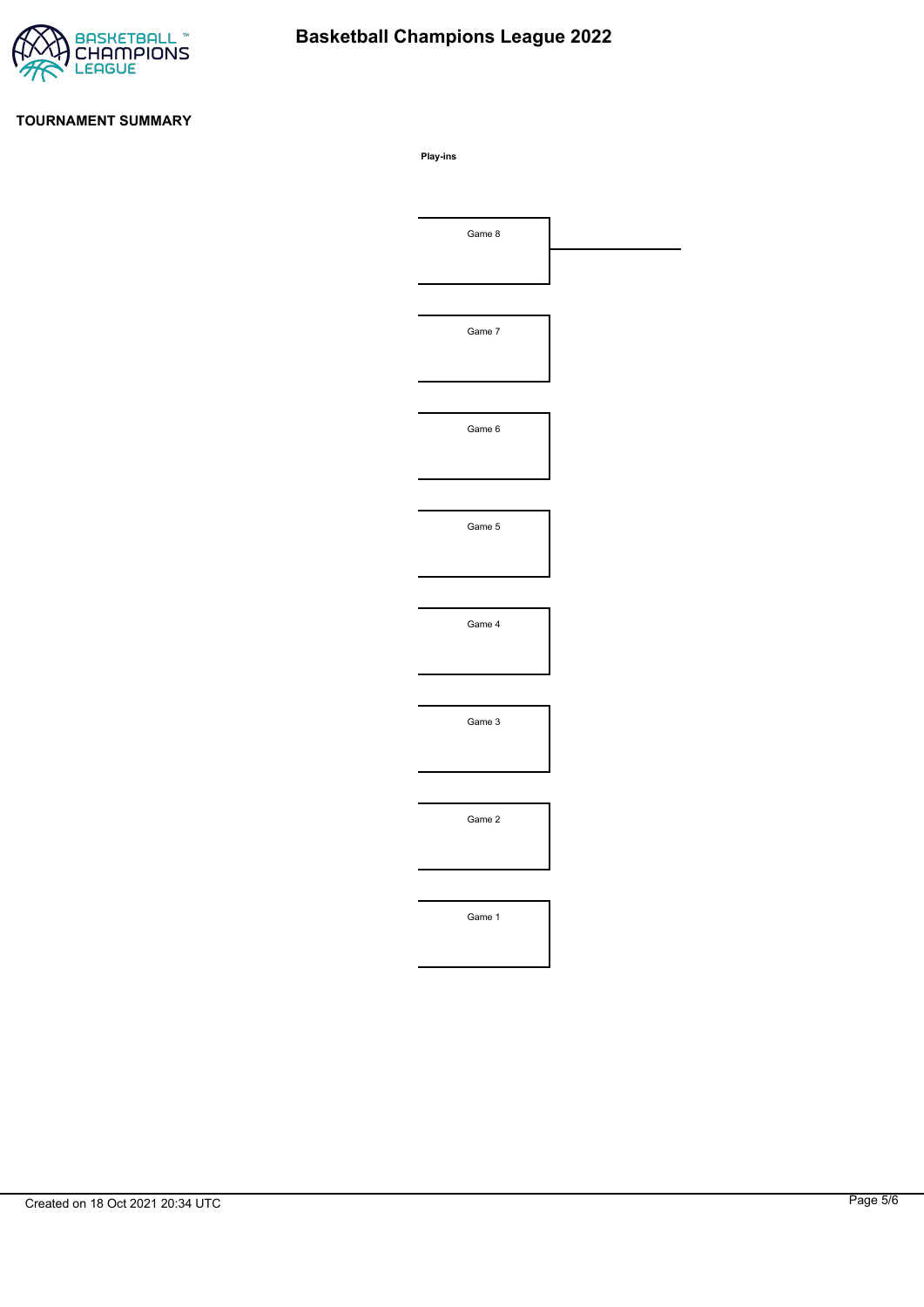## TOURNAMENT SUMMARY

**Play-ins**

Game 8

Game 7

Game 6

Game 5

Game 4

Game 3

Game 2

Game 1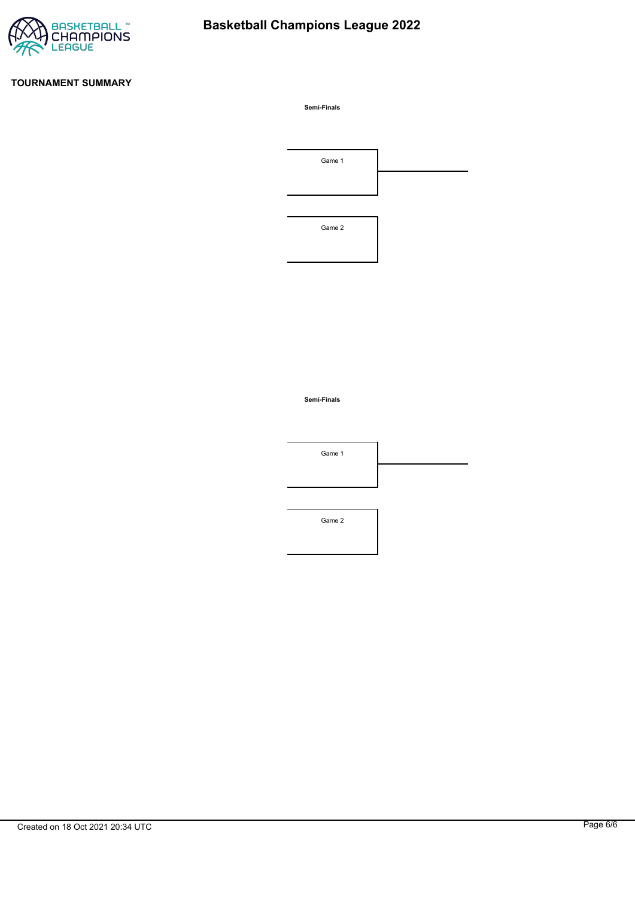# Basketball Champions League 2022

## TOURNAMENT SUMMARY

**Semi-Finals**

Game 1

Game 2

**Semi-Finals**

Game 1

Game 2

Created on 18 Oct 2021 20:34 UTC